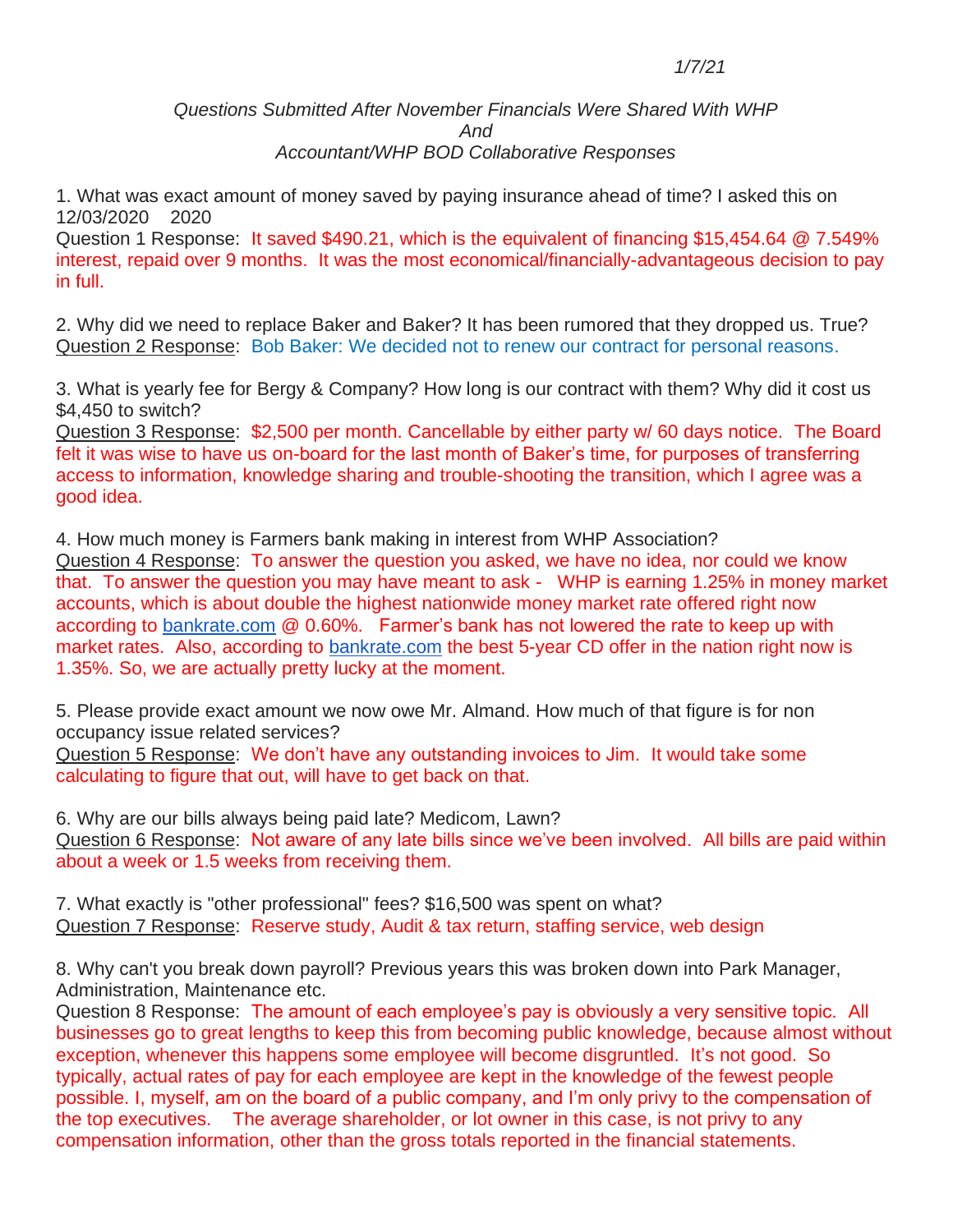1/7/21

*Questions Submitted After November Financials Were Shared With WHP*
*And*
*Accountant/WHP BOD Collaborative Responses*

1. What was exact amount of money saved by paying insurance ahead of time? I asked this on 12/03/2020 2020

Question 1 Response: It saved $490.21, which is the equivalent of financing $15,454.64 @ 7.549% interest, repaid over 9 months. It was the most economical/financially-advantageous decision to pay in full.

2. Why did we need to replace Baker and Baker? It has been rumored that they dropped us. True?

Question 2 Response: Bob Baker: We decided not to renew our contract for personal reasons.

3. What is yearly fee for Bergy & Company? How long is our contract with them? Why did it cost us $4,450 to switch?

Question 3 Response: $2,500 per month. Cancellable by either party w/ 60 days notice. The Board felt it was wise to have us on-board for the last month of Baker's time, for purposes of transferring access to information, knowledge sharing and trouble-shooting the transition, which I agree was a good idea.

4. How much money is Farmers bank making in interest from WHP Association?

Question 4 Response: To answer the question you asked, we have no idea, nor could we know that. To answer the question you may have meant to ask - WHP is earning 1.25% in money market accounts, which is about double the highest nationwide money market rate offered right now according to bankrate.com @ 0.60%. Farmer's bank has not lowered the rate to keep up with market rates. Also, according to bankrate.com the best 5-year CD offer in the nation right now is 1.35%. So, we are actually pretty lucky at the moment.

5. Please provide exact amount we now owe Mr. Almand. How much of that figure is for non occupancy issue related services?

Question 5 Response: We don't have any outstanding invoices to Jim. It would take some calculating to figure that out, will have to get back on that.

6. Why are our bills always being paid late? Medicom, Lawn?

Question 6 Response: Not aware of any late bills since we've been involved. All bills are paid within about a week or 1.5 weeks from receiving them.

7. What exactly is "other professional" fees? $16,500 was spent on what?

Question 7 Response: Reserve study, Audit & tax return, staffing service, web design

8. Why can't you break down payroll? Previous years this was broken down into Park Manager, Administration, Maintenance etc.

Question 8 Response: The amount of each employee's pay is obviously a very sensitive topic. All businesses go to great lengths to keep this from becoming public knowledge, because almost without exception, whenever this happens some employee will become disgruntled. It's not good. So typically, actual rates of pay for each employee are kept in the knowledge of the fewest people possible. I, myself, am on the board of a public company, and I'm only privy to the compensation of the top executives. The average shareholder, or lot owner in this case, is not privy to any compensation information, other than the gross totals reported in the financial statements.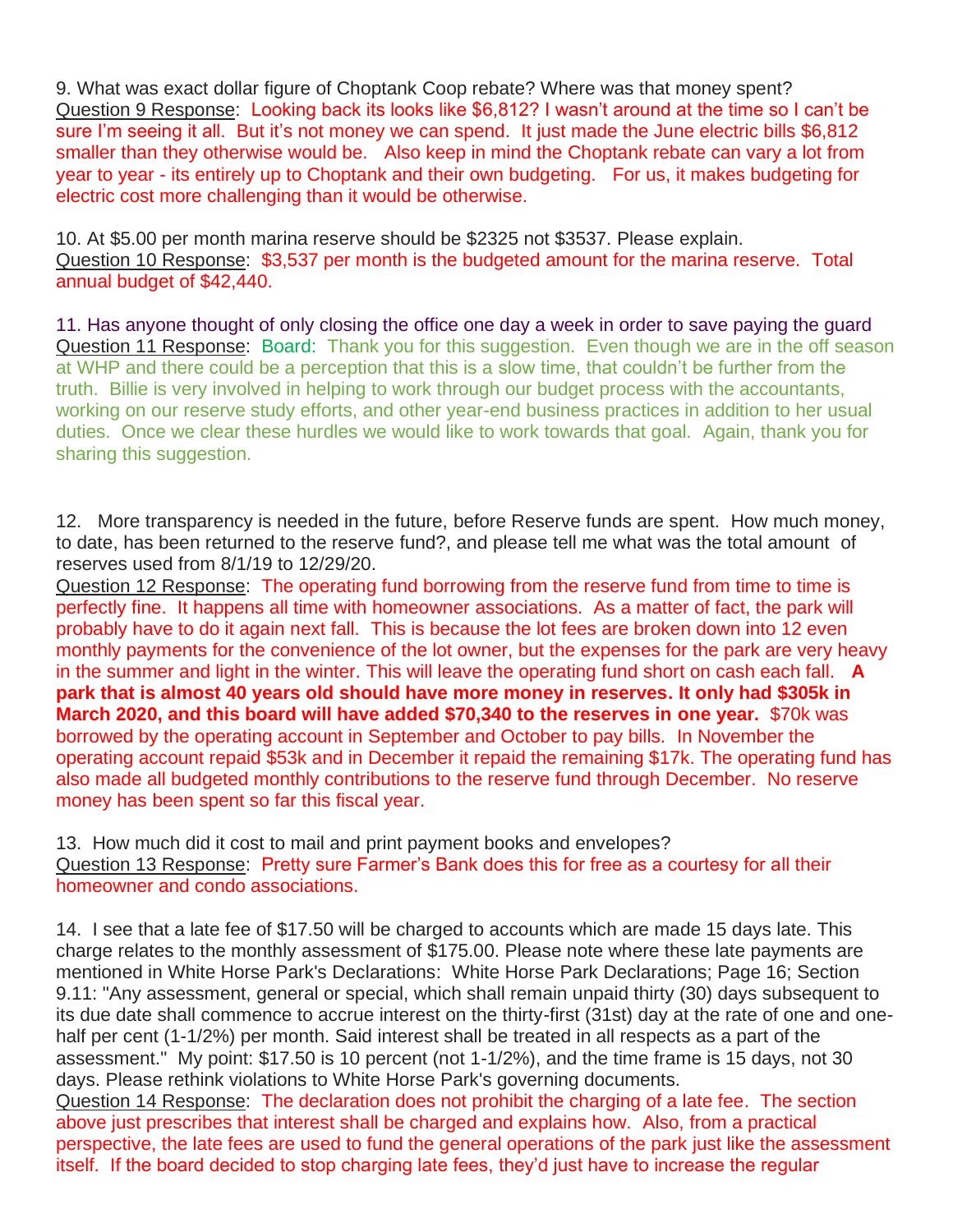9. What was exact dollar figure of Choptank Coop rebate? Where was that money spent?
Question 9 Response: Looking back its looks like $6,812? I wasn't around at the time so I can't be sure I'm seeing it all. But it's not money we can spend. It just made the June electric bills $6,812 smaller than they otherwise would be. Also keep in mind the Choptank rebate can vary a lot from year to year - its entirely up to Choptank and their own budgeting. For us, it makes budgeting for electric cost more challenging than it would be otherwise.

10. At $5.00 per month marina reserve should be $2325 not $3537. Please explain.
Question 10 Response: $3,537 per month is the budgeted amount for the marina reserve. Total annual budget of $42,440.

11. Has anyone thought of only closing the office one day a week in order to save paying the guard
Question 11 Response: Board: Thank you for this suggestion. Even though we are in the off season at WHP and there could be a perception that this is a slow time, that couldn't be further from the truth. Billie is very involved in helping to work through our budget process with the accountants, working on our reserve study efforts, and other year-end business practices in addition to her usual duties. Once we clear these hurdles we would like to work towards that goal. Again, thank you for sharing this suggestion.

12. More transparency is needed in the future, before Reserve funds are spent. How much money, to date, has been returned to the reserve fund?, and please tell me what was the total amount of reserves used from 8/1/19 to 12/29/20.
Question 12 Response: The operating fund borrowing from the reserve fund from time to time is perfectly fine. It happens all time with homeowner associations. As a matter of fact, the park will probably have to do it again next fall. This is because the lot fees are broken down into 12 even monthly payments for the convenience of the lot owner, but the expenses for the park are very heavy in the summer and light in the winter. This will leave the operating fund short on cash each fall. **A park that is almost 40 years old should have more money in reserves. It only had $305k in March 2020, and this board will have added $70,340 to the reserves in one year.** $70k was borrowed by the operating account in September and October to pay bills. In November the operating account repaid $53k and in December it repaid the remaining $17k. The operating fund has also made all budgeted monthly contributions to the reserve fund through December. No reserve money has been spent so far this fiscal year.

13. How much did it cost to mail and print payment books and envelopes?
Question 13 Response: Pretty sure Farmer's Bank does this for free as a courtesy for all their homeowner and condo associations.

14. I see that a late fee of $17.50 will be charged to accounts which are made 15 days late. This charge relates to the monthly assessment of $175.00. Please note where these late payments are mentioned in White Horse Park's Declarations: White Horse Park Declarations; Page 16; Section 9.11: "Any assessment, general or special, which shall remain unpaid thirty (30) days subsequent to its due date shall commence to accrue interest on the thirty-first (31st) day at the rate of one and one-half per cent (1-1/2%) per month. Said interest shall be treated in all respects as a part of the assessment." My point: $17.50 is 10 percent (not 1-1/2%), and the time frame is 15 days, not 30 days. Please rethink violations to White Horse Park's governing documents.
Question 14 Response: The declaration does not prohibit the charging of a late fee. The section above just prescribes that interest shall be charged and explains how. Also, from a practical perspective, the late fees are used to fund the general operations of the park just like the assessment itself. If the board decided to stop charging late fees, they'd just have to increase the regular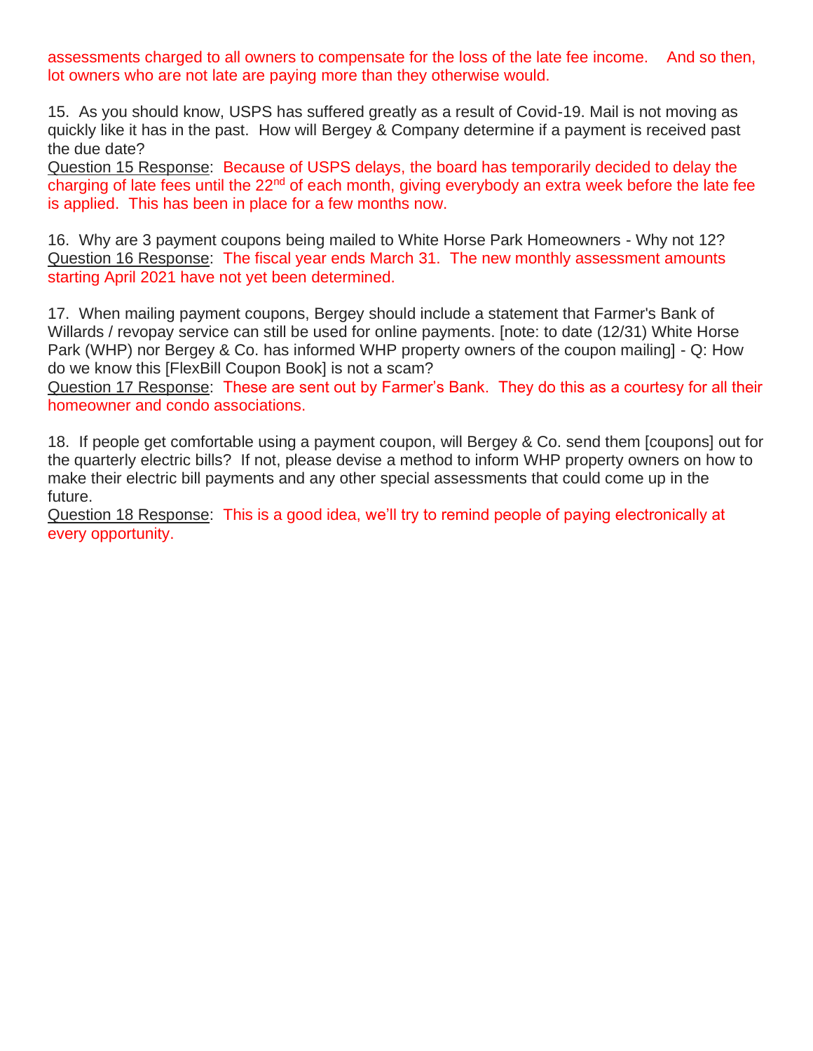assessments charged to all owners to compensate for the loss of the late fee income. And so then, lot owners who are not late are paying more than they otherwise would.

15. As you should know, USPS has suffered greatly as a result of Covid-19. Mail is not moving as quickly like it has in the past. How will Bergey & Company determine if a payment is received past the due date?
Question 15 Response: Because of USPS delays, the board has temporarily decided to delay the charging of late fees until the 22nd of each month, giving everybody an extra week before the late fee is applied. This has been in place for a few months now.

16. Why are 3 payment coupons being mailed to White Horse Park Homeowners - Why not 12?
Question 16 Response: The fiscal year ends March 31. The new monthly assessment amounts starting April 2021 have not yet been determined.

17. When mailing payment coupons, Bergey should include a statement that Farmer's Bank of Willards / revopay service can still be used for online payments. [note: to date (12/31) White Horse Park (WHP) nor Bergey & Co. has informed WHP property owners of the coupon mailing] - Q: How do we know this [FlexBill Coupon Book] is not a scam?
Question 17 Response: These are sent out by Farmer's Bank. They do this as a courtesy for all their homeowner and condo associations.

18. If people get comfortable using a payment coupon, will Bergey & Co. send them [coupons] out for the quarterly electric bills? If not, please devise a method to inform WHP property owners on how to make their electric bill payments and any other special assessments that could come up in the future.
Question 18 Response: This is a good idea, we'll try to remind people of paying electronically at every opportunity.